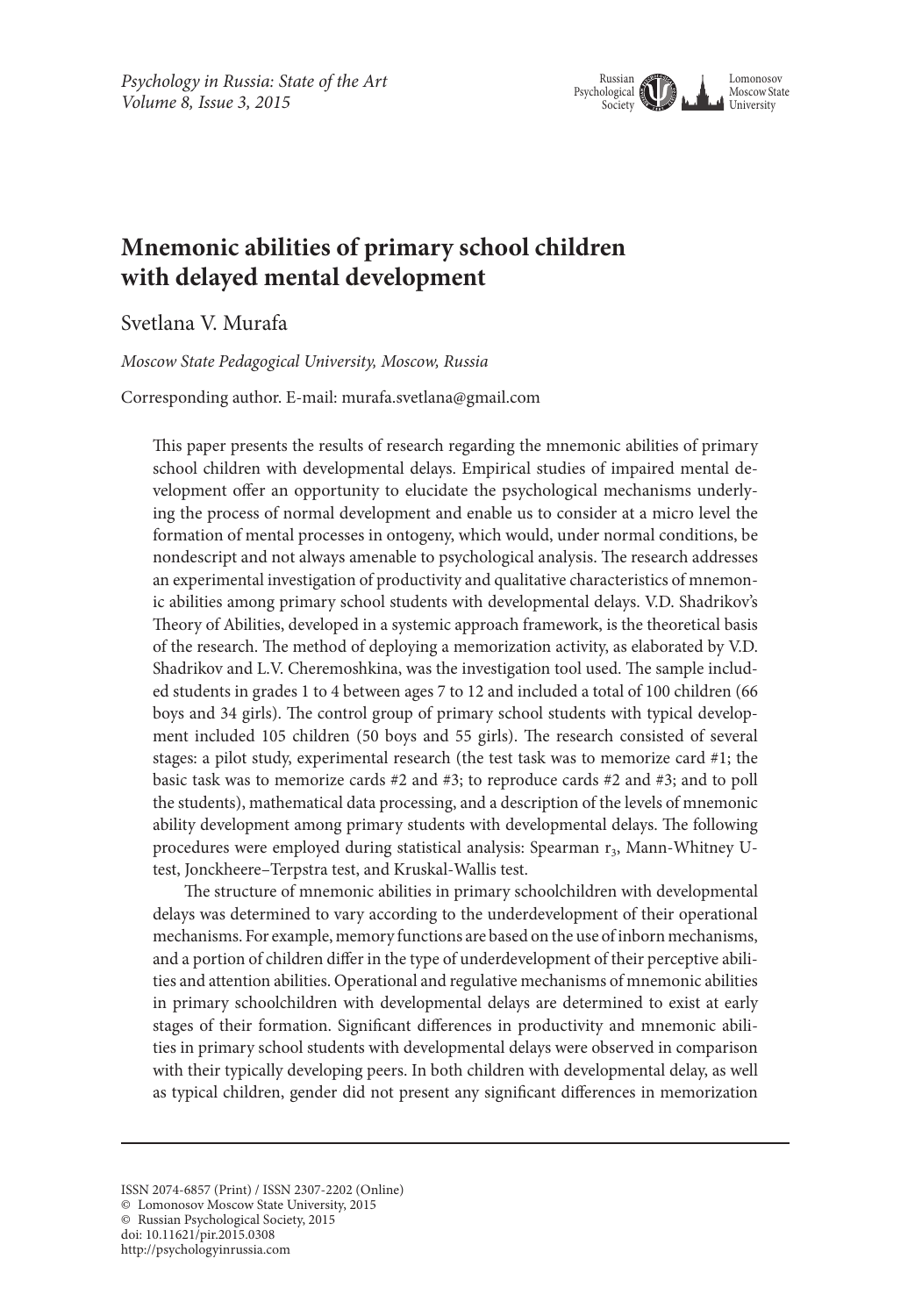# Mnemonic abilities of primary school children with delayed mental development

Svetlana V. Murafa

*Moscow State Pedagogical University, Moscow, Russia*

Corresponding author. E-mail: murafa.svetlana@gmail.com

This paper presents the results of research regarding the mnemonic abilities of primary school children with developmental delays. Empirical studies of impaired mental development offer an opportunity to elucidate the psychological mechanisms underlying the process of normal development and enable us to consider at a micro level the formation of mental processes in ontogeny, which would, under normal conditions, be nondescript and not always amenable to psychological analysis. The research addresses an experimental investigation of productivity and qualitative characteristics of mnemonic abilities among primary school students with developmental delays. V.D. Shadrikov's Theory of Abilities, developed in a systemic approach framework, is the theoretical basis of the research. The method of deploying a memorization activity, as elaborated by V.D. Shadrikov and L.V. Cheremoshkina, was the investigation tool used. The sample included students in grades 1 to 4 between ages 7 to 12 and included a total of 100 children (66 boys and 34 girls). The control group of primary school students with typical development included 105 children (50 boys and 55 girls). The research consisted of several stages: a pilot study, experimental research (the test task was to memorize card #1; the basic task was to memorize cards #2 and #3; to reproduce cards #2 and #3; and to poll the students), mathematical data processing, and a description of the levels of mnemonic ability development among primary students with developmental delays. The following procedures were employed during statistical analysis: Spearman $r_3$, Mann-Whitney U-test, Jonckheere–Terpstra test, and Kruskal-Wallis test.

The structure of mnemonic abilities in primary schoolchildren with developmental delays was determined to vary according to the underdevelopment of their operational mechanisms. For example, memory functions are based on the use of inborn mechanisms, and a portion of children differ in the type of underdevelopment of their perceptive abilities and attention abilities. Operational and regulative mechanisms of mnemonic abilities in primary schoolchildren with developmental delays are determined to exist at early stages of their formation. Significant differences in productivity and mnemonic abilities in primary school students with developmental delays were observed in comparison with their typically developing peers. In both children with developmental delay, as well as typical children, gender did not present any significant differences in memorization

ISSN 2074-6857 (Print) / ISSN 2307-2202 (Online)
© Lomonosov Moscow State University, 2015
© Russian Psychological Society, 2015
doi: 10.11621/pir.2015.0308
http://psychologyinrussia.com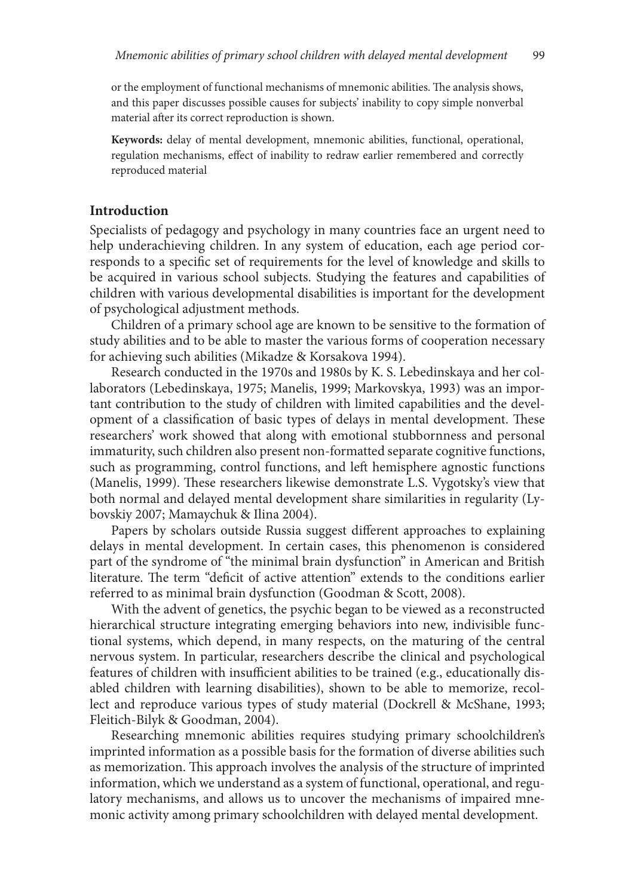or the employment of functional mechanisms of mnemonic abilities. The analysis shows, and this paper discusses possible causes for subjects' inability to copy simple nonverbal material after its correct reproduction is shown.

**Keywords:** delay of mental development, mnemonic abilities, functional, operational, regulation mechanisms, effect of inability to redraw earlier remembered and correctly reproduced material

## Introduction

Specialists of pedagogy and psychology in many countries face an urgent need to help underachieving children. In any system of education, each age period corresponds to a specific set of requirements for the level of knowledge and skills to be acquired in various school subjects. Studying the features and capabilities of children with various developmental disabilities is important for the development of psychological adjustment methods.

Children of a primary school age are known to be sensitive to the formation of study abilities and to be able to master the various forms of cooperation necessary for achieving such abilities (Mikadze & Korsakova 1994).

Research conducted in the 1970s and 1980s by K. S. Lebedinskaya and her collaborators (Lebedinskaya, 1975; Manelis, 1999; Markovskya, 1993) was an important contribution to the study of children with limited capabilities and the development of a classification of basic types of delays in mental development. These researchers' work showed that along with emotional stubbornness and personal immaturity, such children also present non-formatted separate cognitive functions, such as programming, control functions, and left hemisphere agnostic functions (Manelis, 1999). These researchers likewise demonstrate L.S. Vygotsky's view that both normal and delayed mental development share similarities in regularity (Lybovskiy 2007; Mamaychuk & Ilina 2004).

Papers by scholars outside Russia suggest different approaches to explaining delays in mental development. In certain cases, this phenomenon is considered part of the syndrome of "the minimal brain dysfunction" in American and British literature. The term "deficit of active attention" extends to the conditions earlier referred to as minimal brain dysfunction (Goodman & Scott, 2008).

With the advent of genetics, the psychic began to be viewed as a reconstructed hierarchical structure integrating emerging behaviors into new, indivisible functional systems, which depend, in many respects, on the maturing of the central nervous system. In particular, researchers describe the clinical and psychological features of children with insufficient abilities to be trained (e.g., educationally disabled children with learning disabilities), shown to be able to memorize, recollect and reproduce various types of study material (Dockrell & McShane, 1993; Fleitich-Bilyk & Goodman, 2004).

Researching mnemonic abilities requires studying primary schoolchildren's imprinted information as a possible basis for the formation of diverse abilities such as memorization. This approach involves the analysis of the structure of imprinted information, which we understand as a system of functional, operational, and regulatory mechanisms, and allows us to uncover the mechanisms of impaired mnemonic activity among primary schoolchildren with delayed mental development.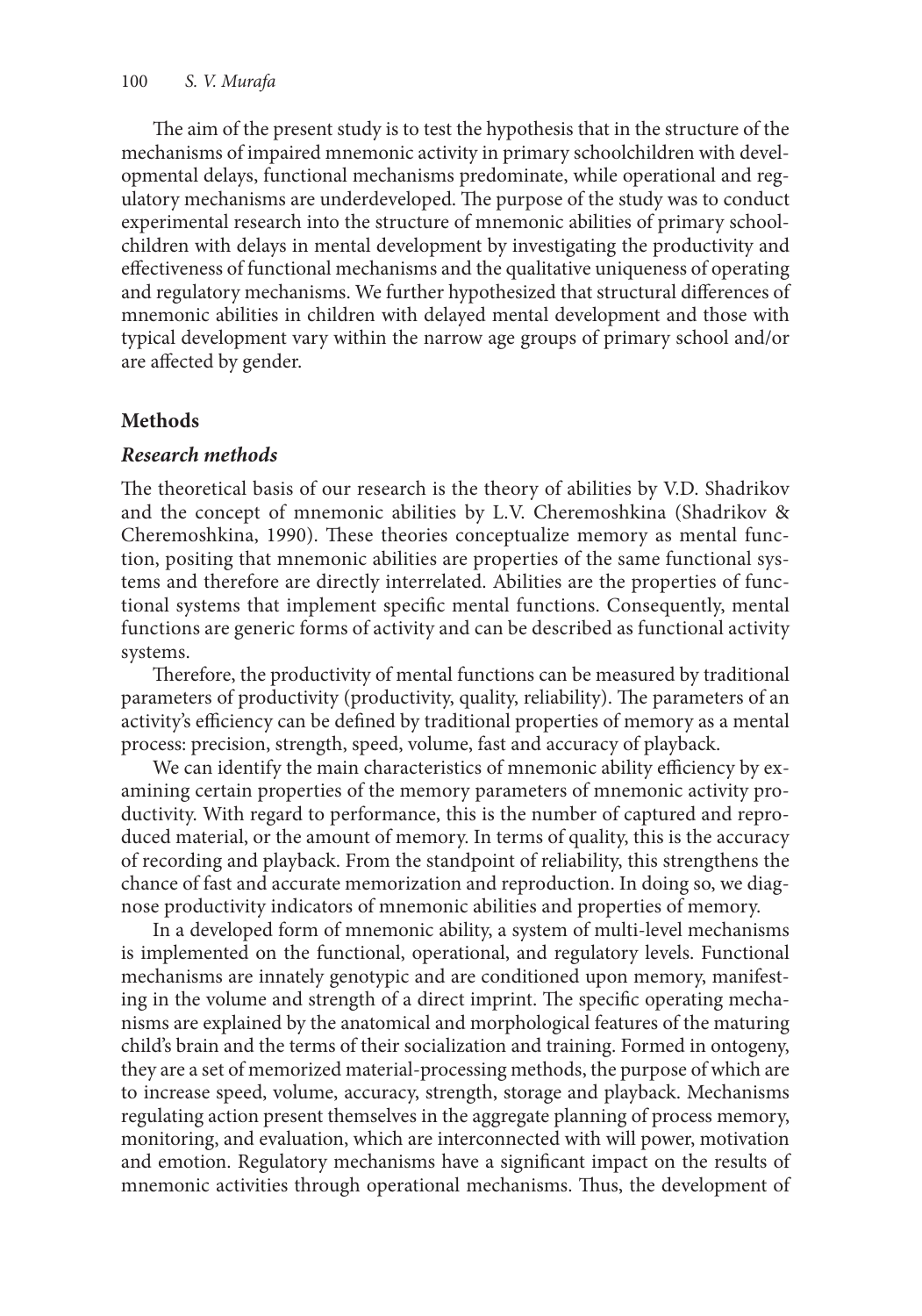The aim of the present study is to test the hypothesis that in the structure of the mechanisms of impaired mnemonic activity in primary schoolchildren with developmental delays, functional mechanisms predominate, while operational and regulatory mechanisms are underdeveloped. The purpose of the study was to conduct experimental research into the structure of mnemonic abilities of primary schoolchildren with delays in mental development by investigating the productivity and effectiveness of functional mechanisms and the qualitative uniqueness of operating and regulatory mechanisms. We further hypothesized that structural differences of mnemonic abilities in children with delayed mental development and those with typical development vary within the narrow age groups of primary school and/or are affected by gender.

## Methods

### *Research methods*

The theoretical basis of our research is the theory of abilities by V.D. Shadrikov and the concept of mnemonic abilities by L.V. Cheremoshkina (Shadrikov & Cheremoshkina, 1990). These theories conceptualize memory as mental function, positing that mnemonic abilities are properties of the same functional systems and therefore are directly interrelated. Abilities are the properties of functional systems that implement specific mental functions. Consequently, mental functions are generic forms of activity and can be described as functional activity systems.

Therefore, the productivity of mental functions can be measured by traditional parameters of productivity (productivity, quality, reliability). The parameters of an activity's efficiency can be defined by traditional properties of memory as a mental process: precision, strength, speed, volume, fast and accuracy of playback.

We can identify the main characteristics of mnemonic ability efficiency by examining certain properties of the memory parameters of mnemonic activity productivity. With regard to performance, this is the number of captured and reproduced material, or the amount of memory. In terms of quality, this is the accuracy of recording and playback. From the standpoint of reliability, this strengthens the chance of fast and accurate memorization and reproduction. In doing so, we diagnose productivity indicators of mnemonic abilities and properties of memory.

In a developed form of mnemonic ability, a system of multi-level mechanisms is implemented on the functional, operational, and regulatory levels. Functional mechanisms are innately genotypic and are conditioned upon memory, manifesting in the volume and strength of a direct imprint. The specific operating mechanisms are explained by the anatomical and morphological features of the maturing child's brain and the terms of their socialization and training. Formed in ontogeny, they are a set of memorized material-processing methods, the purpose of which are to increase speed, volume, accuracy, strength, storage and playback. Mechanisms regulating action present themselves in the aggregate planning of process memory, monitoring, and evaluation, which are interconnected with will power, motivation and emotion. Regulatory mechanisms have a significant impact on the results of mnemonic activities through operational mechanisms. Thus, the development of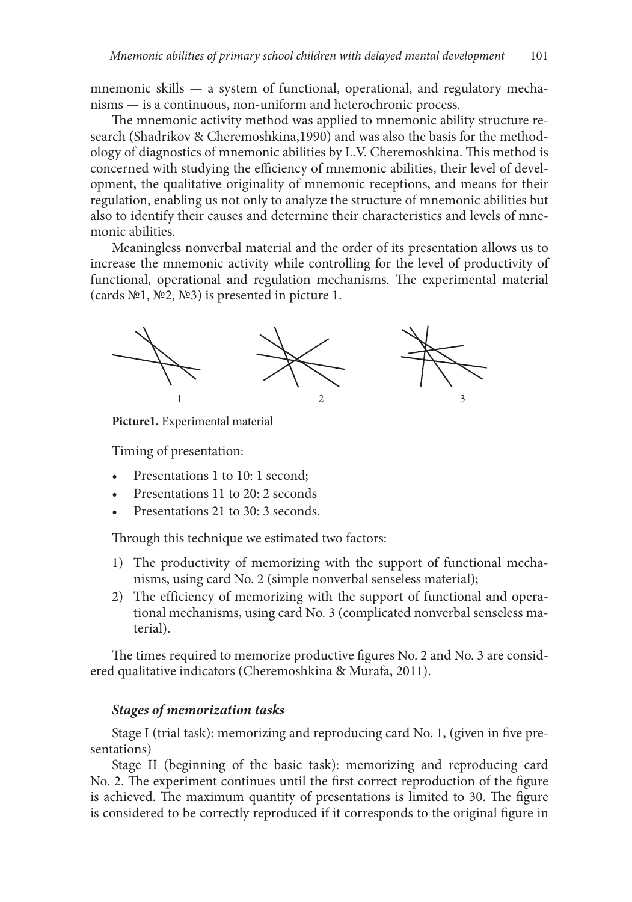mnemonic skills — a system of functional, operational, and regulatory mechanisms — is a continuous, non-uniform and heterochronic process.

The mnemonic activity method was applied to mnemonic ability structure research (Shadrikov & Cheremoshkina,1990) and was also the basis for the methodology of diagnostics of mnemonic abilities by L.V. Cheremoshkina. This method is concerned with studying the efficiency of mnemonic abilities, their level of development, the qualitative originality of mnemonic receptions, and means for their regulation, enabling us not only to analyze the structure of mnemonic abilities but also to identify their causes and determine their characteristics and levels of mnemonic abilities.

Meaningless nonverbal material and the order of its presentation allows us to increase the mnemonic activity while controlling for the level of productivity of functional, operational and regulation mechanisms. The experimental material (cards №1, №2, №3) is presented in picture 1.

1 2 3

**Picture1.** Experimental material

Timing of presentation:

- Presentations 1 to 10: 1 second;
- Presentations 11 to 20: 2 seconds
- Presentations 21 to 30: 3 seconds.

Through this technique we estimated two factors:

1) The productivity of memorizing with the support of functional mechanisms, using card No. 2 (simple nonverbal senseless material);
2) The efficiency of memorizing with the support of functional and operational mechanisms, using card No. 3 (complicated nonverbal senseless material).

The times required to memorize productive figures No. 2 and No. 3 are considered qualitative indicators (Cheremoshkina & Murafa, 2011).

### *Stages of memorization tasks*

Stage I (trial task): memorizing and reproducing card No. 1, (given in five presentations)

Stage II (beginning of the basic task): memorizing and reproducing card No. 2. The experiment continues until the first correct reproduction of the figure is achieved. The maximum quantity of presentations is limited to 30. The figure is considered to be correctly reproduced if it corresponds to the original figure in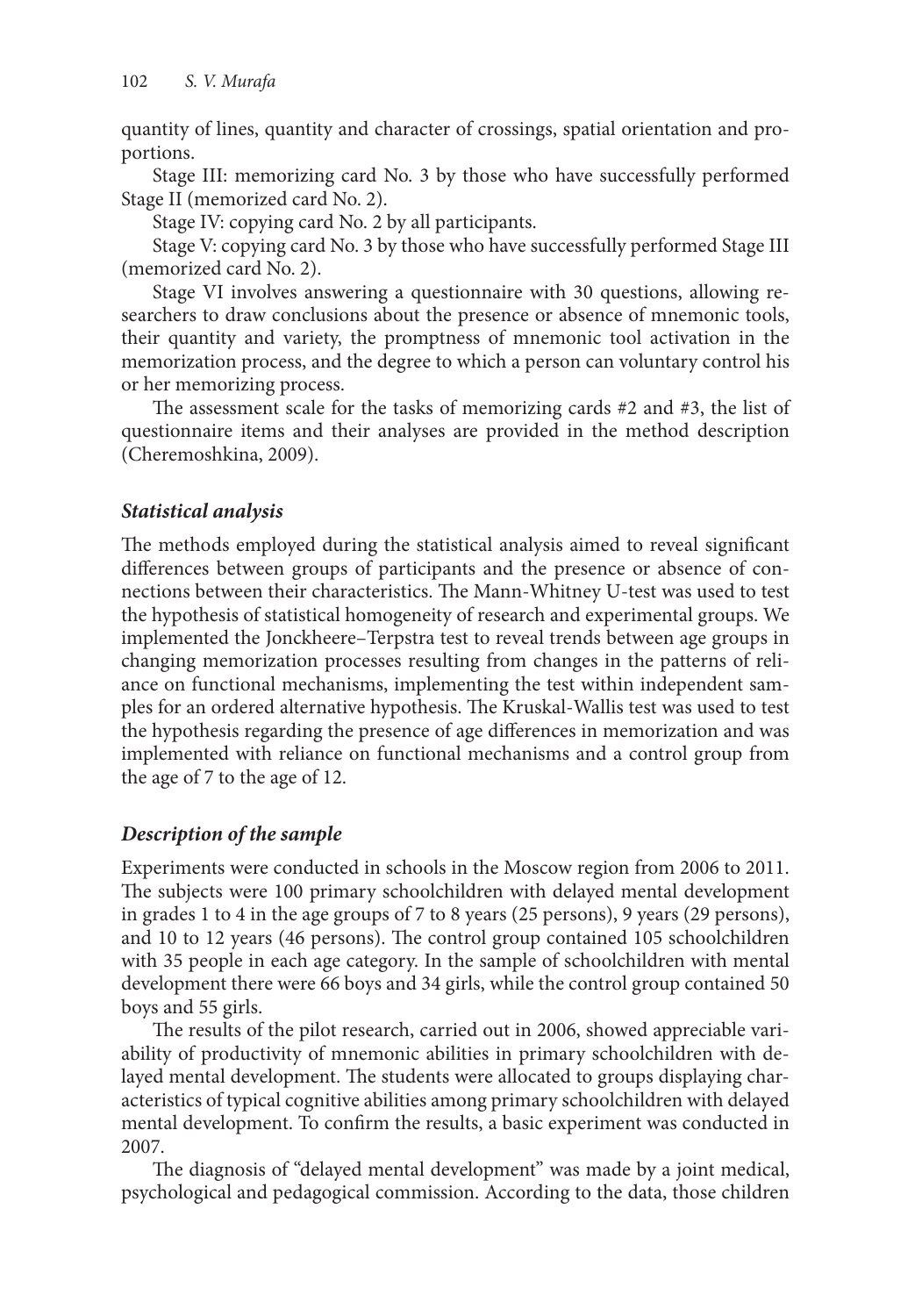quantity of lines, quantity and character of crossings, spatial orientation and proportions.

Stage III: memorizing card No. 3 by those who have successfully performed Stage II (memorized card No. 2).

Stage IV: copying card No. 2 by all participants.

Stage V: copying card No. 3 by those who have successfully performed Stage III (memorized card No. 2).

Stage VI involves answering a questionnaire with 30 questions, allowing researchers to draw conclusions about the presence or absence of mnemonic tools, their quantity and variety, the promptness of mnemonic tool activation in the memorization process, and the degree to which a person can voluntary control his or her memorizing process.

The assessment scale for the tasks of memorizing cards #2 and #3, the list of questionnaire items and their analyses are provided in the method description (Cheremoshkina, 2009).

### *Statistical analysis*

The methods employed during the statistical analysis aimed to reveal significant differences between groups of participants and the presence or absence of connections between their characteristics. The Mann-Whitney U-test was used to test the hypothesis of statistical homogeneity of research and experimental groups. We implemented the Jonckheere–Terpstra test to reveal trends between age groups in changing memorization processes resulting from changes in the patterns of reliance on functional mechanisms, implementing the test within independent samples for an ordered alternative hypothesis. The Kruskal-Wallis test was used to test the hypothesis regarding the presence of age differences in memorization and was implemented with reliance on functional mechanisms and a control group from the age of 7 to the age of 12.

### *Description of the sample*

Experiments were conducted in schools in the Moscow region from 2006 to 2011. The subjects were 100 primary schoolchildren with delayed mental development in grades 1 to 4 in the age groups of 7 to 8 years (25 persons), 9 years (29 persons), and 10 to 12 years (46 persons). The control group contained 105 schoolchildren with 35 people in each age category. In the sample of schoolchildren with mental development there were 66 boys and 34 girls, while the control group contained 50 boys and 55 girls.

The results of the pilot research, carried out in 2006, showed appreciable variability of productivity of mnemonic abilities in primary schoolchildren with delayed mental development. The students were allocated to groups displaying characteristics of typical cognitive abilities among primary schoolchildren with delayed mental development. To confirm the results, a basic experiment was conducted in 2007.

The diagnosis of "delayed mental development" was made by a joint medical, psychological and pedagogical commission. According to the data, those children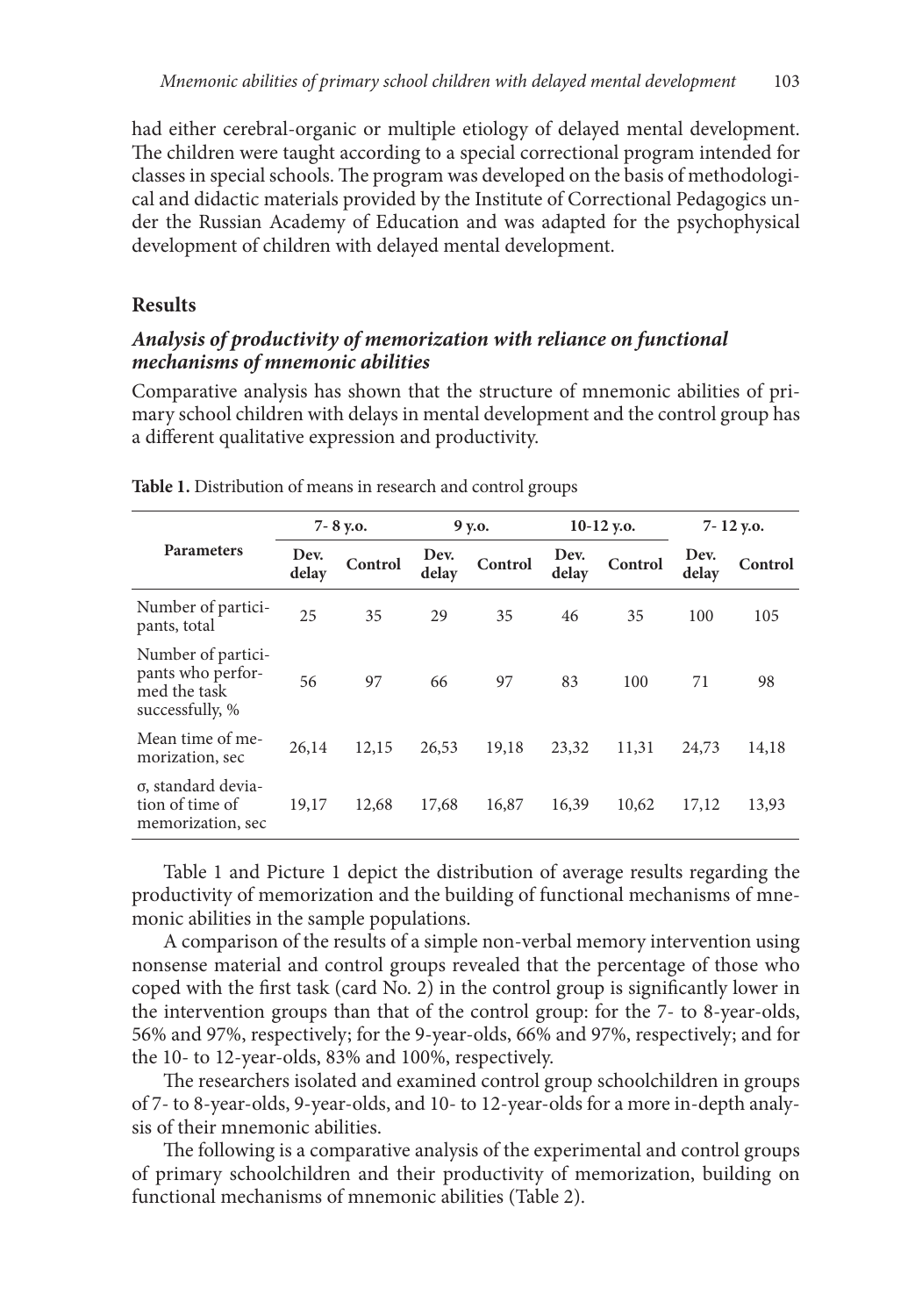had either cerebral-organic or multiple etiology of delayed mental development. The children were taught according to a special correctional program intended for classes in special schools. The program was developed on the basis of methodological and didactic materials provided by the Institute of Correctional Pedagogics under the Russian Academy of Education and was adapted for the psychophysical development of children with delayed mental development.

## Results

### *Analysis of productivity of memorization with reliance on functional mechanisms of mnemonic abilities*

Comparative analysis has shown that the structure of mnemonic abilities of primary school children with delays in mental development and the control group has a different qualitative expression and productivity.

**Table 1.** Distribution of means in research and control groups

| Parameters | 7- 8 y.o. | | 9 y.o. | | 10-12 y.o. | | 7- 12 y.o. | |
|---|---|---|---|---|---|---|---|---|
| | Dev. delay | Control | Dev. delay | Control | Dev. delay | Control | Dev. delay | Control |
| Number of participants, total | 25 | 35 | 29 | 35 | 46 | 35 | 100 | 105 |
| Number of participants who performed the task successfully, % | 56 | 97 | 66 | 97 | 83 | 100 | 71 | 98 |
| Mean time of memorization, sec | 26,14 | 12,15 | 26,53 | 19,18 | 23,32 | 11,31 | 24,73 | 14,18 |
| σ, standard deviation of time of memorization, sec | 19,17 | 12,68 | 17,68 | 16,87 | 16,39 | 10,62 | 17,12 | 13,93 |

Table 1 and Picture 1 depict the distribution of average results regarding the productivity of memorization and the building of functional mechanisms of mnemonic abilities in the sample populations.

A comparison of the results of a simple non-verbal memory intervention using nonsense material and control groups revealed that the percentage of those who coped with the first task (card No. 2) in the control group is significantly lower in the intervention groups than that of the control group: for the 7- to 8-year-olds, 56% and 97%, respectively; for the 9-year-olds, 66% and 97%, respectively; and for the 10- to 12-year-olds, 83% and 100%, respectively.

The researchers isolated and examined control group schoolchildren in groups of 7- to 8-year-olds, 9-year-olds, and 10- to 12-year-olds for a more in-depth analysis of their mnemonic abilities.

The following is a comparative analysis of the experimental and control groups of primary schoolchildren and their productivity of memorization, building on functional mechanisms of mnemonic abilities (Table 2).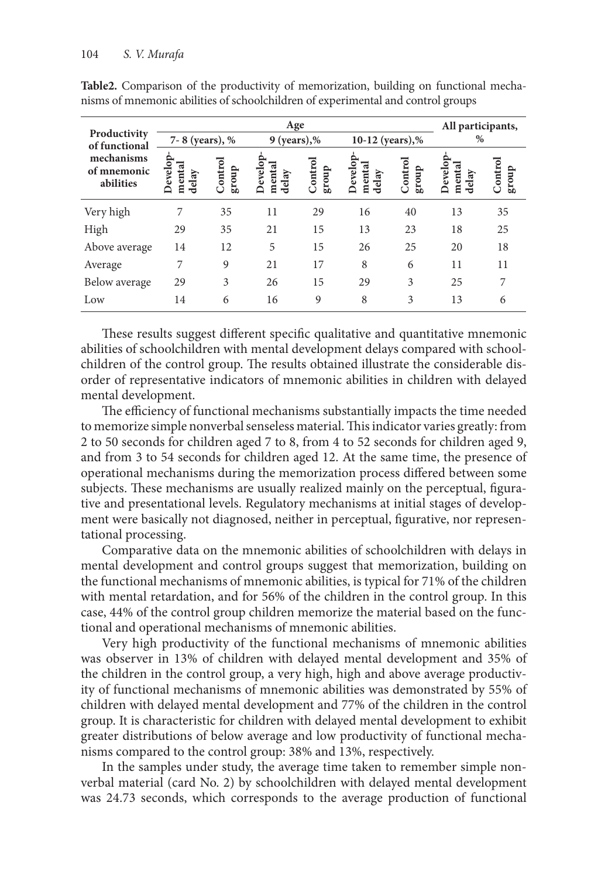**Table2.** Comparison of the productivity of memorization, building on functional mechanisms of mnemonic abilities of schoolchildren of experimental and control groups

| Productivity of functional mechanisms of mnemonic abilities | Age | | | | | | All participants, % | |
|---|---|---|---|---|---|---|---|---|
| | 7- 8 (years), % | | 9 (years),% | | 10-12 (years),% | | | |
| | Developmental delay | Control group | Developmental delay | Control group | Developmental delay | Control group | Developmental delay | Control group |
| Very high | 7 | 35 | 11 | 29 | 16 | 40 | 13 | 35 |
| High | 29 | 35 | 21 | 15 | 13 | 23 | 18 | 25 |
| Above average | 14 | 12 | 5 | 15 | 26 | 25 | 20 | 18 |
| Average | 7 | 9 | 21 | 17 | 8 | 6 | 11 | 11 |
| Below average | 29 | 3 | 26 | 15 | 29 | 3 | 25 | 7 |
| Low | 14 | 6 | 16 | 9 | 8 | 3 | 13 | 6 |

These results suggest different specific qualitative and quantitative mnemonic abilities of schoolchildren with mental development delays compared with schoolchildren of the control group. The results obtained illustrate the considerable disorder of representative indicators of mnemonic abilities in children with delayed mental development.

The efficiency of functional mechanisms substantially impacts the time needed to memorize simple nonverbal senseless material. This indicator varies greatly: from 2 to 50 seconds for children aged 7 to 8, from 4 to 52 seconds for children aged 9, and from 3 to 54 seconds for children aged 12. At the same time, the presence of operational mechanisms during the memorization process differed between some subjects. These mechanisms are usually realized mainly on the perceptual, figurative and presentational levels. Regulatory mechanisms at initial stages of development were basically not diagnosed, neither in perceptual, figurative, nor representational processing.

Comparative data on the mnemonic abilities of schoolchildren with delays in mental development and control groups suggest that memorization, building on the functional mechanisms of mnemonic abilities, is typical for 71% of the children with mental retardation, and for 56% of the children in the control group. In this case, 44% of the control group children memorize the material based on the functional and operational mechanisms of mnemonic abilities.

Very high productivity of the functional mechanisms of mnemonic abilities was observer in 13% of children with delayed mental development and 35% of the children in the control group, a very high, high and above average productivity of functional mechanisms of mnemonic abilities was demonstrated by 55% of children with delayed mental development and 77% of the children in the control group. It is characteristic for children with delayed mental development to exhibit greater distributions of below average and low productivity of functional mechanisms compared to the control group: 38% and 13%, respectively.

In the samples under study, the average time taken to remember simple nonverbal material (card No. 2) by schoolchildren with delayed mental development was 24.73 seconds, which corresponds to the average production of functional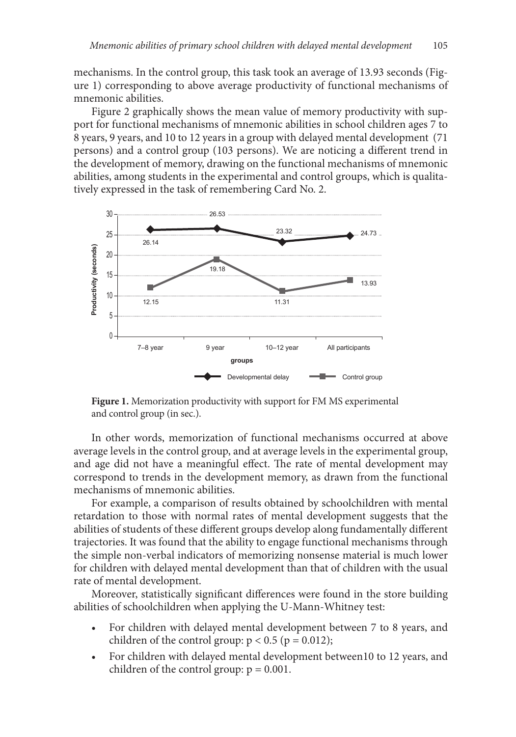mechanisms. In the control group, this task took an average of 13.93 seconds (Figure 1) corresponding to above average productivity of functional mechanisms of mnemonic abilities.

Figure 2 graphically shows the mean value of memory productivity with support for functional mechanisms of mnemonic abilities in school children ages 7 to 8 years, 9 years, and 10 to 12 years in a group with delayed mental development (71 persons) and a control group (103 persons). We are noticing a different trend in the development of memory, drawing on the functional mechanisms of mnemonic abilities, among students in the experimental and control groups, which is qualitatively expressed in the task of remembering Card No. 2.

**Figure 1.** Memorization productivity with support for FM MS experimental and control group (in sec.).

In other words, memorization of functional mechanisms occurred at above average levels in the control group, and at average levels in the experimental group, and age did not have a meaningful effect. The rate of mental development may correspond to trends in the development memory, as drawn from the functional mechanisms of mnemonic abilities.

For example, a comparison of results obtained by schoolchildren with mental retardation to those with normal rates of mental development suggests that the abilities of students of these different groups develop along fundamentally different trajectories. It was found that the ability to engage functional mechanisms through the simple non-verbal indicators of memorizing nonsense material is much lower for children with delayed mental development than that of children with the usual rate of mental development.

Moreover, statistically significant differences were found in the store building abilities of schoolchildren when applying the U-Mann-Whitney test:

- For children with delayed mental development between 7 to 8 years, and children of the control group: $p < 0.5$ ($p = 0.012$);
- For children with delayed mental development between10 to 12 years, and children of the control group: $p = 0.001$.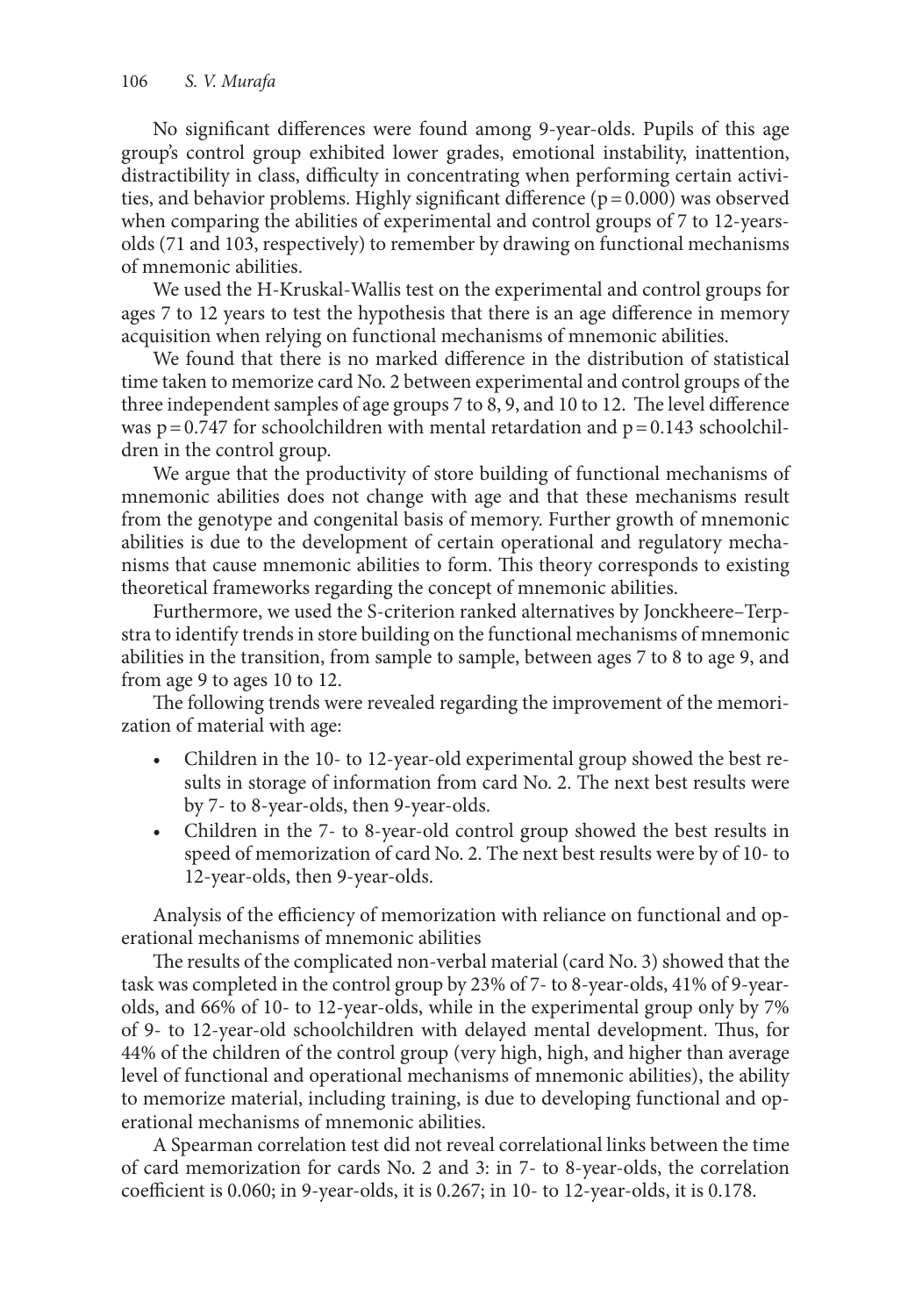No significant differences were found among 9-year-olds. Pupils of this age group's control group exhibited lower grades, emotional instability, inattention, distractibility in class, difficulty in concentrating when performing certain activities, and behavior problems. Highly significant difference ($p = 0.000$) was observed when comparing the abilities of experimental and control groups of 7 to 12-years-olds (71 and 103, respectively) to remember by drawing on functional mechanisms of mnemonic abilities.

We used the H-Kruskal-Wallis test on the experimental and control groups for ages 7 to 12 years to test the hypothesis that there is an age difference in memory acquisition when relying on functional mechanisms of mnemonic abilities.

We found that there is no marked difference in the distribution of statistical time taken to memorize card No. 2 between experimental and control groups of the three independent samples of age groups 7 to 8, 9, and 10 to 12. The level difference was $p = 0.747$ for schoolchildren with mental retardation and $p = 0.143$ schoolchildren in the control group.

We argue that the productivity of store building of functional mechanisms of mnemonic abilities does not change with age and that these mechanisms result from the genotype and congenital basis of memory. Further growth of mnemonic abilities is due to the development of certain operational and regulatory mechanisms that cause mnemonic abilities to form. This theory corresponds to existing theoretical frameworks regarding the concept of mnemonic abilities.

Furthermore, we used the S-criterion ranked alternatives by Jonckheere–Terpstra to identify trends in store building on the functional mechanisms of mnemonic abilities in the transition, from sample to sample, between ages 7 to 8 to age 9, and from age 9 to ages 10 to 12.

The following trends were revealed regarding the improvement of the memorization of material with age:

- Children in the 10- to 12-year-old experimental group showed the best results in storage of information from card No. 2. The next best results were by 7- to 8-year-olds, then 9-year-olds.
- Children in the 7- to 8-year-old control group showed the best results in speed of memorization of card No. 2. The next best results were by of 10- to 12-year-olds, then 9-year-olds.

Analysis of the efficiency of memorization with reliance on functional and operational mechanisms of mnemonic abilities

The results of the complicated non-verbal material (card No. 3) showed that the task was completed in the control group by 23% of 7- to 8-year-olds, 41% of 9-year-olds, and 66% of 10- to 12-year-olds, while in the experimental group only by 7% of 9- to 12-year-old schoolchildren with delayed mental development. Thus, for 44% of the children of the control group (very high, high, and higher than average level of functional and operational mechanisms of mnemonic abilities), the ability to memorize material, including training, is due to developing functional and operational mechanisms of mnemonic abilities.

A Spearman correlation test did not reveal correlational links between the time of card memorization for cards No. 2 and 3: in 7- to 8-year-olds, the correlation coefficient is 0.060; in 9-year-olds, it is 0.267; in 10- to 12-year-olds, it is 0.178.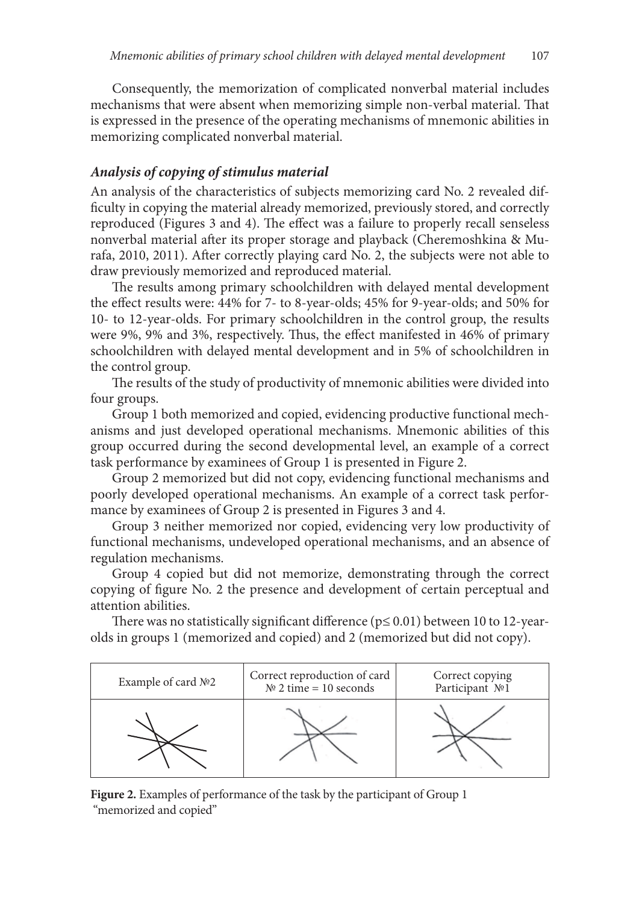Consequently, the memorization of complicated nonverbal material includes mechanisms that were absent when memorizing simple non-verbal material. That is expressed in the presence of the operating mechanisms of mnemonic abilities in memorizing complicated nonverbal material.

### *Analysis of copying of stimulus material*

An analysis of the characteristics of subjects memorizing card No. 2 revealed difficulty in copying the material already memorized, previously stored, and correctly reproduced (Figures 3 and 4). The effect was a failure to properly recall senseless nonverbal material after its proper storage and playback (Cheremoshkina & Murafa, 2010, 2011). After correctly playing card No. 2, the subjects were not able to draw previously memorized and reproduced material.

The results among primary schoolchildren with delayed mental development the effect results were: 44% for 7- to 8-year-olds; 45% for 9-year-olds; and 50% for 10- to 12-year-olds. For primary schoolchildren in the control group, the results were 9%, 9% and 3%, respectively. Thus, the effect manifested in 46% of primary schoolchildren with delayed mental development and in 5% of schoolchildren in the control group.

The results of the study of productivity of mnemonic abilities were divided into four groups.

Group 1 both memorized and copied, evidencing productive functional mechanisms and just developed operational mechanisms. Mnemonic abilities of this group occurred during the second developmental level, an example of a correct task performance by examinees of Group 1 is presented in Figure 2.

Group 2 memorized but did not copy, evidencing functional mechanisms and poorly developed operational mechanisms. An example of a correct task performance by examinees of Group 2 is presented in Figures 3 and 4.

Group 3 neither memorized nor copied, evidencing very low productivity of functional mechanisms, undeveloped operational mechanisms, and an absence of regulation mechanisms.

Group 4 copied but did not memorize, demonstrating through the correct copying of figure No. 2 the presence and development of certain perceptual and attention abilities.

There was no statistically significant difference ($p \leq 0.01$) between 10 to 12-year-olds in groups 1 (memorized and copied) and 2 (memorized but did not copy).

| Example of card №2 | Correct reproduction of card № 2 time = 10 seconds | Correct copying Participant №1 |
|---|---|---|
| | | |

**Figure 2.** Examples of performance of the task by the participant of Group 1 "memorized and copied"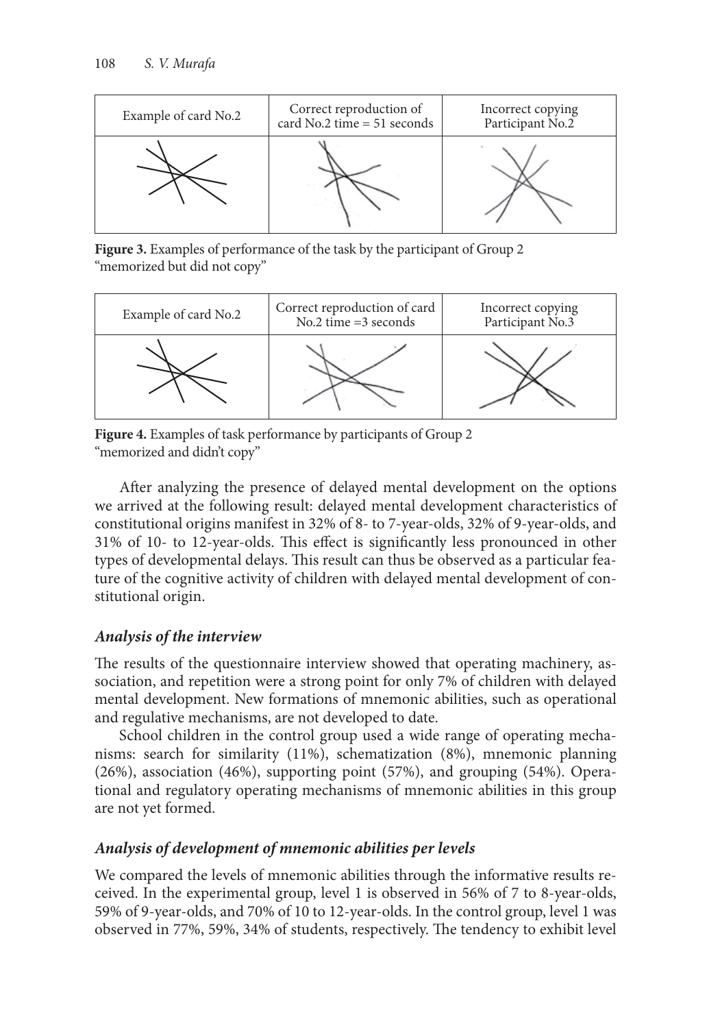| Example of card No.2 | Correct reproduction of card No.2 time = 51 seconds | Incorrect copying Participant No.2 |
| --- | --- | --- |
| | | |

**Figure 3.** Examples of performance of the task by the participant of Group 2 "memorized but did not copy"

| Example of card No.2 | Correct reproduction of card No.2 time =3 seconds | Incorrect copying Participant No.3 |
| --- | --- | --- |
| | | |

**Figure 4.** Examples of task performance by participants of Group 2 "memorized and didn't copy"

After analyzing the presence of delayed mental development on the options we arrived at the following result: delayed mental development characteristics of constitutional origins manifest in 32% of 8- to 7-year-olds, 32% of 9-year-olds, and 31% of 10- to 12-year-olds. This effect is significantly less pronounced in other types of developmental delays. This result can thus be observed as a particular feature of the cognitive activity of children with delayed mental development of constitutional origin.

### *Analysis of the interview*

The results of the questionnaire interview showed that operating machinery, association, and repetition were a strong point for only 7% of children with delayed mental development. New formations of mnemonic abilities, such as operational and regulative mechanisms, are not developed to date.

School children in the control group used a wide range of operating mechanisms: search for similarity (11%), schematization (8%), mnemonic planning (26%), association (46%), supporting point (57%), and grouping (54%). Operational and regulatory operating mechanisms of mnemonic abilities in this group are not yet formed.

### *Analysis of development of mnemonic abilities per levels*

We compared the levels of mnemonic abilities through the informative results received. In the experimental group, level 1 is observed in 56% of 7 to 8-year-olds, 59% of 9-year-olds, and 70% of 10 to 12-year-olds. In the control group, level 1 was observed in 77%, 59%, 34% of students, respectively. The tendency to exhibit level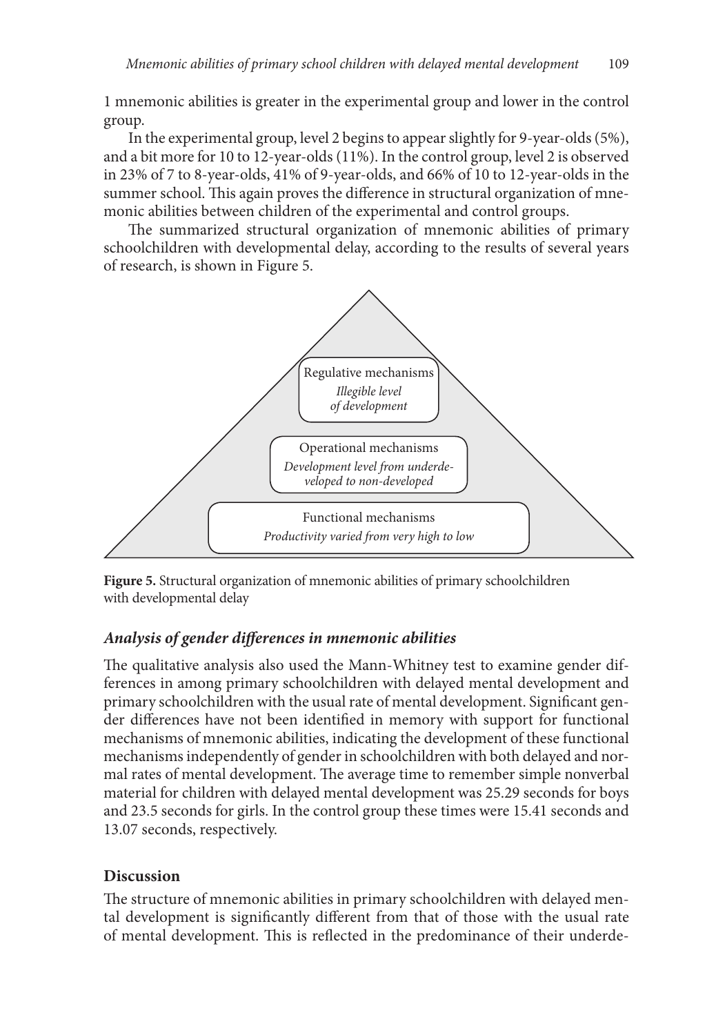1 mnemonic abilities is greater in the experimental group and lower in the control group.

In the experimental group, level 2 begins to appear slightly for 9-year-olds (5%), and a bit more for 10 to 12-year-olds (11%). In the control group, level 2 is observed in 23% of 7 to 8-year-olds, 41% of 9-year-olds, and 66% of 10 to 12-year-olds in the summer school. This again proves the difference in structural organization of mnemonic abilities between children of the experimental and control groups.

The summarized structural organization of mnemonic abilities of primary schoolchildren with developmental delay, according to the results of several years of research, is shown in Figure 5.

Regulative mechanisms
*Illegible level of development*

Operational mechanisms
*Development level from underdeveloped to non-developed*

Functional mechanisms
*Productivity varied from very high to low*

**Figure 5.** Structural organization of mnemonic abilities of primary schoolchildren with developmental delay

### *Analysis of gender differences in mnemonic abilities*

The qualitative analysis also used the Mann-Whitney test to examine gender differences in among primary schoolchildren with delayed mental development and primary schoolchildren with the usual rate of mental development. Significant gender differences have not been identified in memory with support for functional mechanisms of mnemonic abilities, indicating the development of these functional mechanisms independently of gender in schoolchildren with both delayed and normal rates of mental development. The average time to remember simple nonverbal material for children with delayed mental development was 25.29 seconds for boys and 23.5 seconds for girls. In the control group these times were 15.41 seconds and 13.07 seconds, respectively.

## Discussion

The structure of mnemonic abilities in primary schoolchildren with delayed mental development is significantly different from that of those with the usual rate of mental development. This is reflected in the predominance of their underde-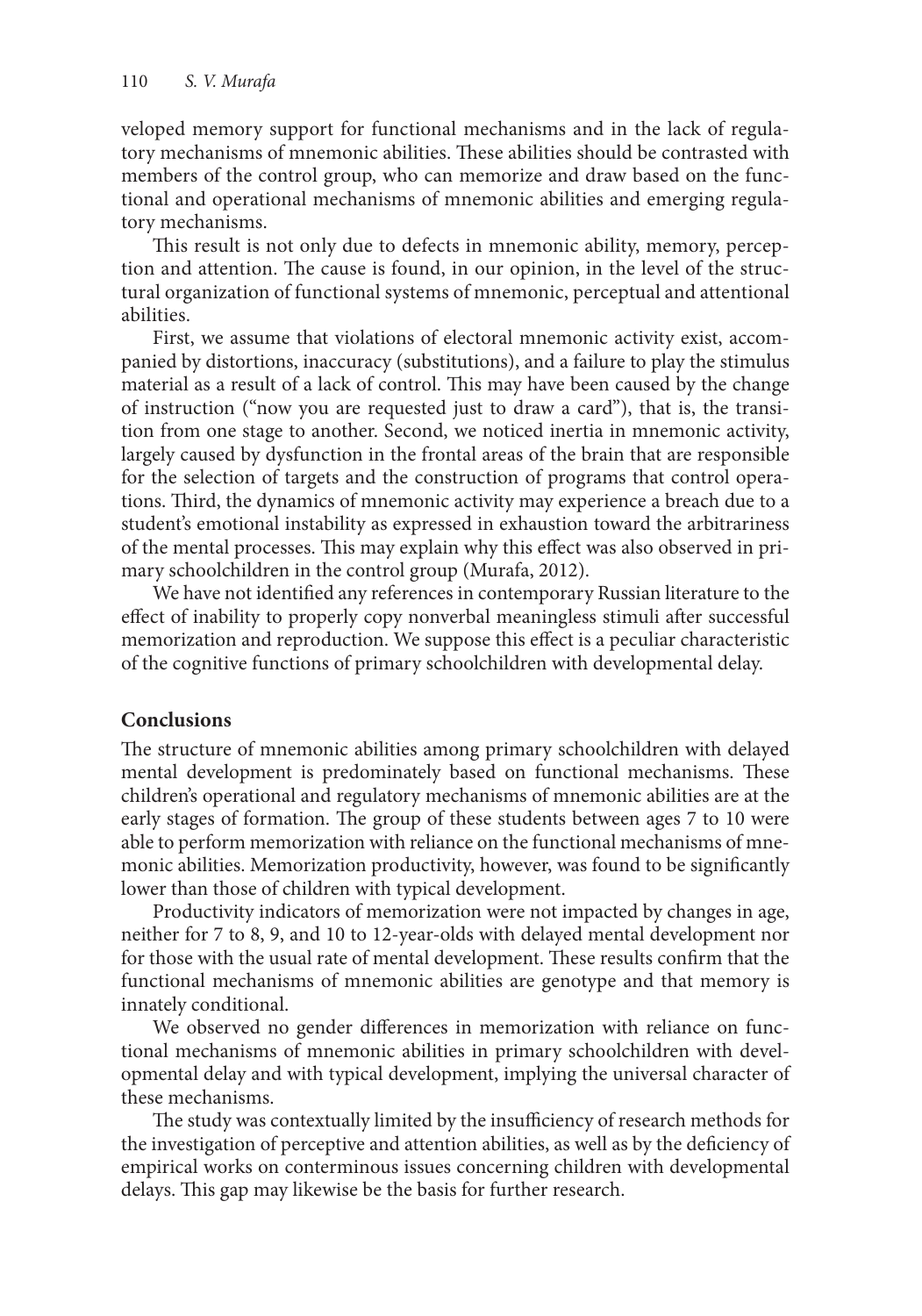veloped memory support for functional mechanisms and in the lack of regulatory mechanisms of mnemonic abilities. These abilities should be contrasted with members of the control group, who can memorize and draw based on the functional and operational mechanisms of mnemonic abilities and emerging regulatory mechanisms.

This result is not only due to defects in mnemonic ability, memory, perception and attention. The cause is found, in our opinion, in the level of the structural organization of functional systems of mnemonic, perceptual and attentional abilities.

First, we assume that violations of electoral mnemonic activity exist, accompanied by distortions, inaccuracy (substitutions), and a failure to play the stimulus material as a result of a lack of control. This may have been caused by the change of instruction ("now you are requested just to draw a card"), that is, the transition from one stage to another. Second, we noticed inertia in mnemonic activity, largely caused by dysfunction in the frontal areas of the brain that are responsible for the selection of targets and the construction of programs that control operations. Third, the dynamics of mnemonic activity may experience a breach due to a student's emotional instability as expressed in exhaustion toward the arbitrariness of the mental processes. This may explain why this effect was also observed in primary schoolchildren in the control group (Murafa, 2012).

We have not identified any references in contemporary Russian literature to the effect of inability to properly copy nonverbal meaningless stimuli after successful memorization and reproduction. We suppose this effect is a peculiar characteristic of the cognitive functions of primary schoolchildren with developmental delay.

## Conclusions

The structure of mnemonic abilities among primary schoolchildren with delayed mental development is predominately based on functional mechanisms. These children's operational and regulatory mechanisms of mnemonic abilities are at the early stages of formation. The group of these students between ages 7 to 10 were able to perform memorization with reliance on the functional mechanisms of mnemonic abilities. Memorization productivity, however, was found to be significantly lower than those of children with typical development.

Productivity indicators of memorization were not impacted by changes in age, neither for 7 to 8, 9, and 10 to 12-year-olds with delayed mental development nor for those with the usual rate of mental development. These results confirm that the functional mechanisms of mnemonic abilities are genotype and that memory is innately conditional.

We observed no gender differences in memorization with reliance on functional mechanisms of mnemonic abilities in primary schoolchildren with developmental delay and with typical development, implying the universal character of these mechanisms.

The study was contextually limited by the insufficiency of research methods for the investigation of perceptive and attention abilities, as well as by the deficiency of empirical works on conterminous issues concerning children with developmental delays. This gap may likewise be the basis for further research.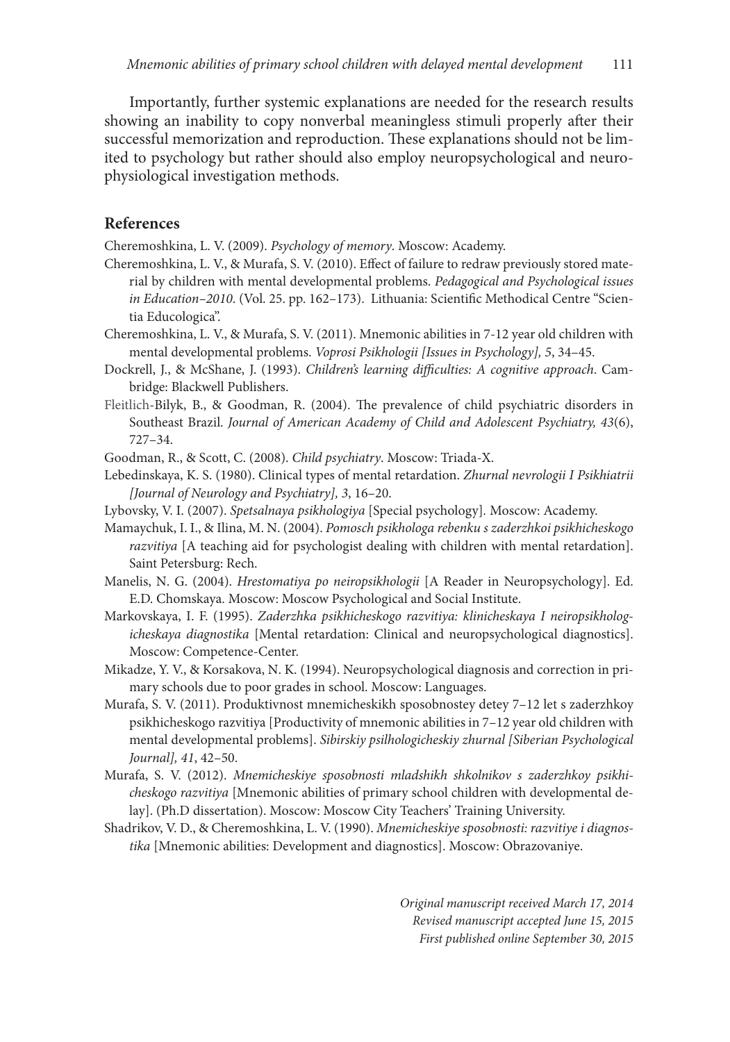Importantly, further systemic explanations are needed for the research results showing an inability to copy nonverbal meaningless stimuli properly after their successful memorization and reproduction. These explanations should not be limited to psychology but rather should also employ neuropsychological and neurophysiological investigation methods.

## References

Cheremoshkina, L. V. (2009). *Psychology of memory*. Moscow: Academy.

Cheremoshkina, L. V., & Murafa, S. V. (2010). Effect of failure to redraw previously stored material by children with mental developmental problems. *Pedagogical and Psychological issues in Education–2010*. (Vol. 25. pp. 162–173). Lithuania: Scientific Methodical Centre "Scientia Educologica".

Cheremoshkina, L. V., & Murafa, S. V. (2011). Mnemonic abilities in 7-12 year old children with mental developmental problems. *Voprosi Psikhologii [Issues in Psychology], 5*, 34–45.

Dockrell, J., & McShane, J. (1993). *Children's learning difficulties: A cognitive approach*. Cambridge: Blackwell Publishers.

Fleitlich-Bilyk, B., & Goodman, R. (2004). The prevalence of child psychiatric disorders in Southeast Brazil. *Journal of American Academy of Child and Adolescent Psychiatry, 43*(6), 727–34.

Goodman, R., & Scott, C. (2008). *Child psychiatry*. Moscow: Triada-X.

Lebedinskaya, K. S. (1980). Clinical types of mental retardation. *Zhurnal nevrologii I Psikhiatrii [Journal of Neurology and Psychiatry], 3*, 16–20.

Lybovsky, V. I. (2007). *Spetsalnaya psikhologiya* [Special psychology]. Moscow: Academy.

Mamaychuk, I. I., & Ilina, M. N. (2004). *Pomosch psikhologa rebenku s zaderzhkoi psikhicheskogo razvitiya* [A teaching aid for psychologist dealing with children with mental retardation]. Saint Petersburg: Rech.

Manelis, N. G. (2004). *Hrestomatiya po neiropsikhologii* [A Reader in Neuropsychology]. Ed. E.D. Chomskaya. Moscow: Moscow Psychological and Social Institute.

Markovskaya, I. F. (1995). *Zaderzhka psikhicheskogo razvitiya: klinicheskaya I neiropsikhologicheskaya diagnostika* [Mental retardation: Clinical and neuropsychological diagnostics]. Moscow: Competence-Center.

Mikadze, Y. V., & Korsakova, N. K. (1994). Neuropsychological diagnosis and correction in primary schools due to poor grades in school. Moscow: Languages.

Murafa, S. V. (2011). Produktivnost mnemicheskikh sposobnostey detey 7–12 let s zaderzhkoy psikhicheskogo razvitiya [Productivity of mnemonic abilities in 7–12 year old children with mental developmental problems]. *Sibirskiy psilhologicheskiy zhurnal [Siberian Psychological Journal], 41*, 42–50.

Murafa, S. V. (2012). *Mnemicheskiye sposobnosti mladshikh shkolnikov s zaderzhkoy psikhicheskogo razvitiya* [Mnemonic abilities of primary school children with developmental delay]. (Ph.D dissertation). Moscow: Moscow City Teachers' Training University.

Shadrikov, V. D., & Cheremoshkina, L. V. (1990). *Mnemicheskiye sposobnosti: razvitiye i diagnostika* [Mnemonic abilities: Development and diagnostics]. Moscow: Obrazovaniye.

*Original manuscript received March 17, 2014*
*Revised manuscript accepted June 15, 2015*
*First published online September 30, 2015*